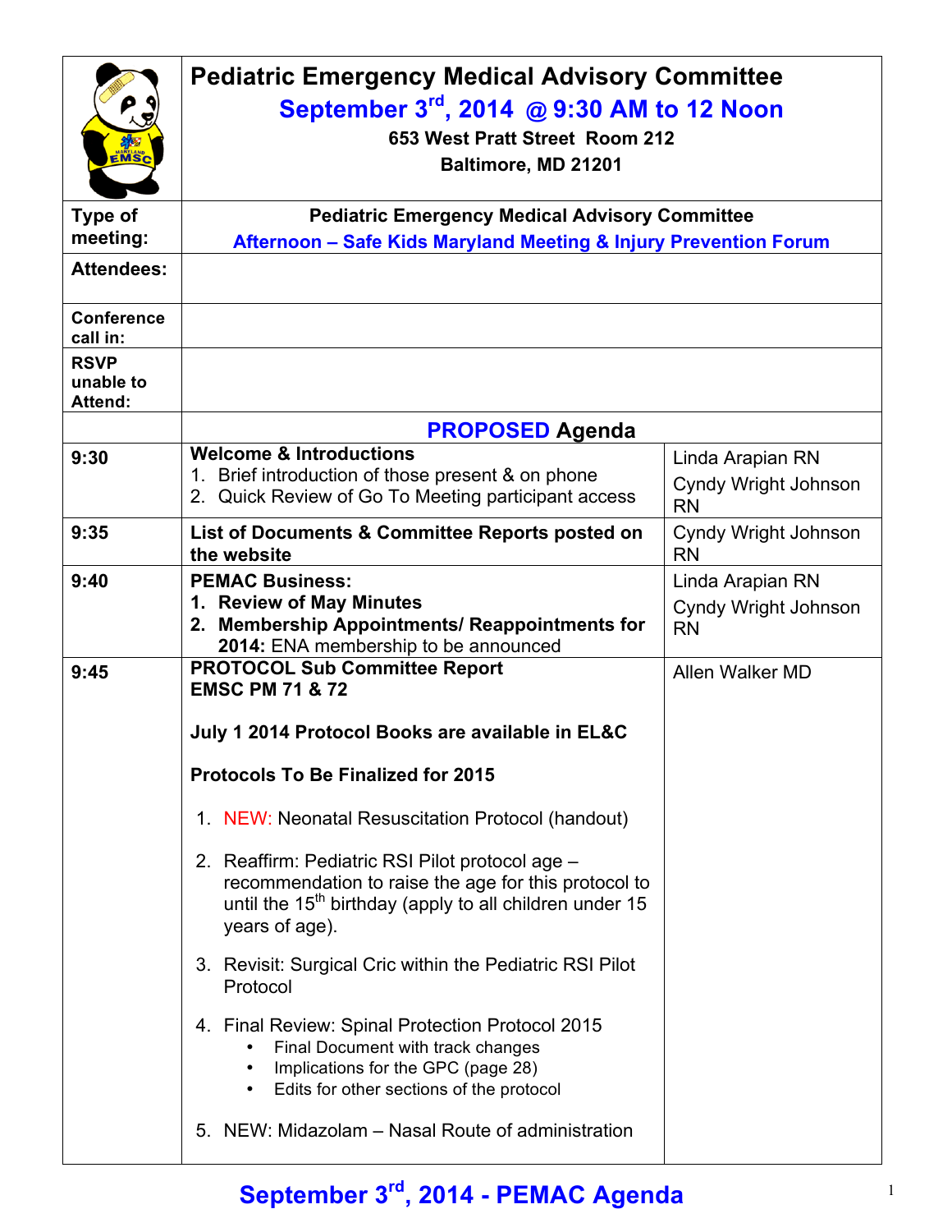# Pediatric Emergency Medical Advisory Committee

## September 3rd, 2014 @ 9:30 AM to 12 Noon

**653 West Pratt Street Room 212**

**Baltimore, MD 21201**

| | | |
|---|---|---|
| **Type of meeting:** | **Pediatric Emergency Medical Advisory Committee**<br>**Afternoon – Safe Kids Maryland Meeting & Injury Prevention Forum** | |
| **Attendees:** | | |
| **Conference call in:** | | |
| **RSVP unable to Attend:** | | |
| | **PROPOSED Agenda** | |
| 9:30 | **Welcome & Introductions**<br>1. Brief introduction of those present & on phone<br>2. Quick Review of Go To Meeting participant access | Linda Arapian RN<br>Cyndy Wright Johnson RN |
| 9:35 | **List of Documents & Committee Reports posted on the website** | Cyndy Wright Johnson RN |
| 9:40 | **PEMAC Business:**<br>1. **Review of May Minutes**<br>2. **Membership Appointments/ Reappointments for 2014:** ENA membership to be announced | Linda Arapian RN<br>Cyndy Wright Johnson RN |
| 9:45 | **PROTOCOL Sub Committee Report**<br>**EMSC PM 71 & 72**<br><br>**July 1 2014 Protocol Books are available in EL&C**<br><br>**Protocols To Be Finalized for 2015**<br><br>1. NEW: Neonatal Resuscitation Protocol (handout)<br>2. Reaffirm: Pediatric RSI Pilot protocol age – recommendation to raise the age for this protocol to until the 15th birthday (apply to all children under 15 years of age).<br>3. Revisit: Surgical Cric within the Pediatric RSI Pilot Protocol<br>4. Final Review: Spinal Protection Protocol 2015<br>• Final Document with track changes<br>• Implications for the GPC (page 28)<br>• Edits for other sections of the protocol<br>5. NEW: Midazolam – Nasal Route of administration | Allen Walker MD |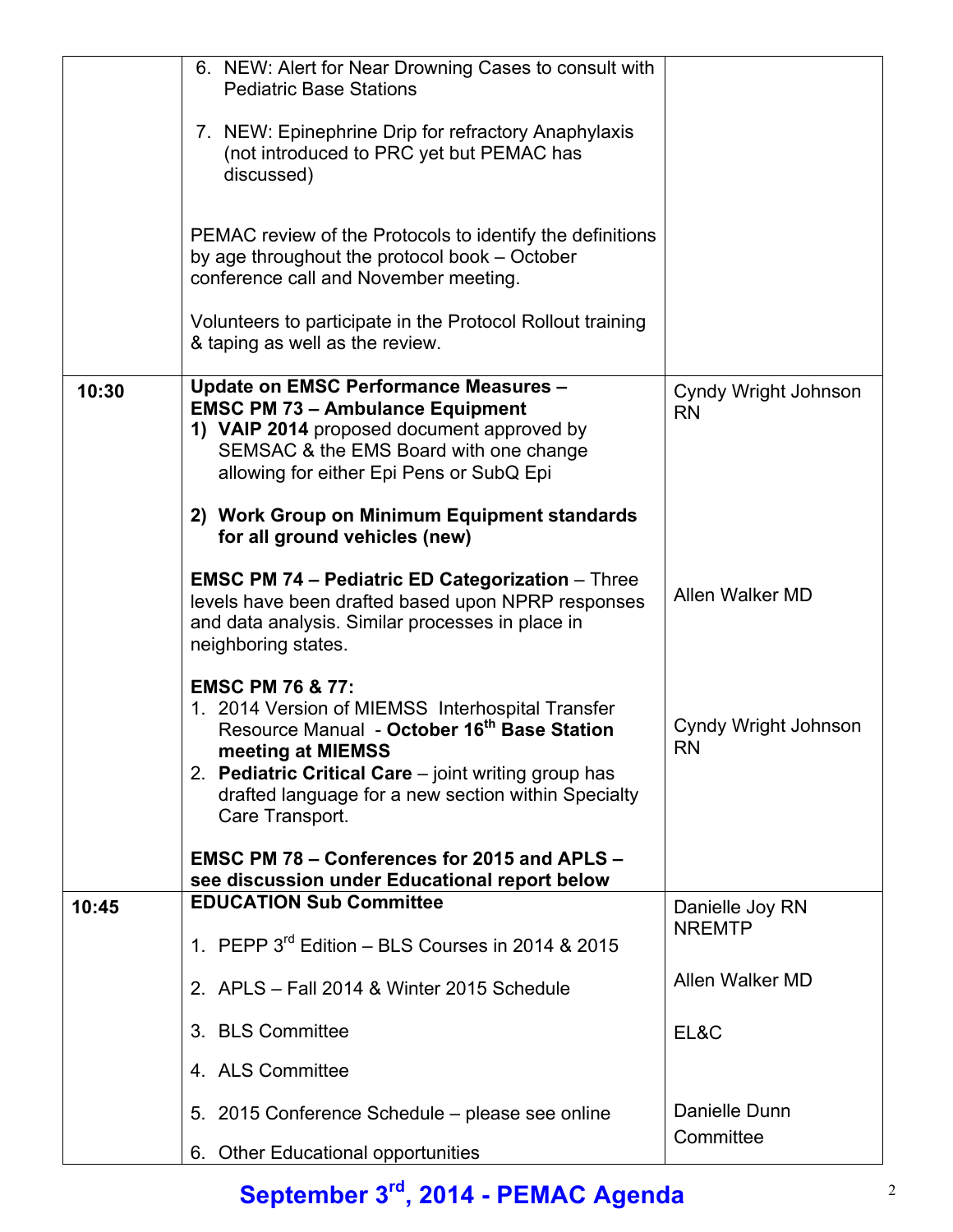| | | |
|---|---|---|
| | 6. NEW: Alert for Near Drowning Cases to consult with Pediatric Base Stations<br><br>7. NEW: Epinephrine Drip for refractory Anaphylaxis (not introduced to PRC yet but PEMAC has discussed)<br><br>PEMAC review of the Protocols to identify the definitions by age throughout the protocol book – October conference call and November meeting.<br><br>Volunteers to participate in the Protocol Rollout training & taping as well as the review. | |
| **10:30** | **Update on EMSC Performance Measures – EMSC PM 73 – Ambulance Equipment**<br>1) **VAIP 2014** proposed document approved by SEMSAC & the EMS Board with one change allowing for either Epi Pens or SubQ Epi<br><br>2) **Work Group on Minimum Equipment standards for all ground vehicles (new)**<br><br>**EMSC PM 74 – Pediatric ED Categorization** – Three levels have been drafted based upon NPRP responses and data analysis. Similar processes in place in neighboring states.<br><br>**EMSC PM 76 & 77:**<br>1. 2014 Version of MIEMSS Interhospital Transfer Resource Manual - **October 16th Base Station meeting at MIEMSS**<br>2. **Pediatric Critical Care** – joint writing group has drafted language for a new section within Specialty Care Transport.<br><br>**EMSC PM 78 – Conferences for 2015 and APLS – see discussion under Educational report below** | Cyndy Wright Johnson RN<br><br><br><br><br><br>Allen Walker MD<br><br><br><br>Cyndy Wright Johnson RN |
| **10:45** | **EDUCATION Sub Committee**<br><br>1. PEPP 3rd Edition – BLS Courses in 2014 & 2015<br><br>2. APLS – Fall 2014 & Winter 2015 Schedule<br><br>3. BLS Committee<br><br>4. ALS Committee<br><br>5. 2015 Conference Schedule – please see online<br><br>6. Other Educational opportunities | Danielle Joy RN NREMTP<br><br>Allen Walker MD<br><br>EL&C<br><br><br><br>Danielle Dunn<br>Committee |

**September 3rd, 2014 - PEMAC Agenda**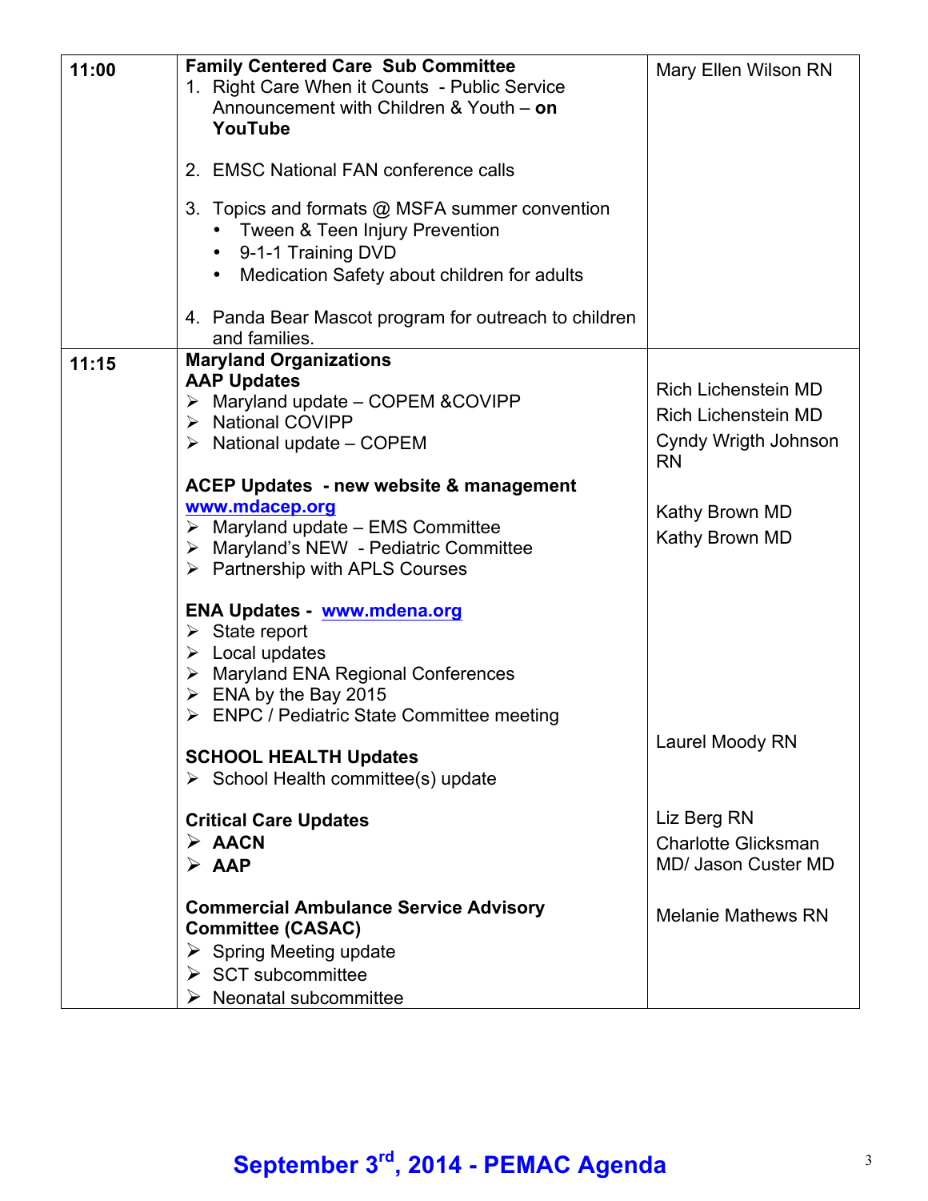| | | |
|---|---|---|
| **11:00** | **Family Centered Care Sub Committee**<br>1. Right Care When it Counts - Public Service Announcement with Children & Youth – **on YouTube**<br><br>2. EMSC National FAN conference calls<br><br>3. Topics and formats @ MSFA summer convention<br>• Tween & Teen Injury Prevention<br>• 9-1-1 Training DVD<br>• Medication Safety about children for adults<br><br>4. Panda Bear Mascot program for outreach to children and families. | Mary Ellen Wilson RN |
| **11:15** | **Maryland Organizations**<br>**AAP Updates**<br>➢ Maryland update – COPEM &COVIPP<br>➢ National COVIPP<br>➢ National update – COPEM<br><br>**ACEP Updates - new website & management www.mdacep.org**<br>➢ Maryland update – EMS Committee<br>➢ Maryland's NEW - Pediatric Committee<br>➢ Partnership with APLS Courses<br><br>**ENA Updates - www.mdena.org**<br>➢ State report<br>➢ Local updates<br>➢ Maryland ENA Regional Conferences<br>➢ ENA by the Bay 2015<br>➢ ENPC / Pediatric State Committee meeting<br><br>**SCHOOL HEALTH Updates**<br>➢ School Health committee(s) update<br><br>**Critical Care Updates**<br>➢ **AACN**<br>➢ **AAP**<br><br>**Commercial Ambulance Service Advisory Committee (CASAC)**<br>➢ Spring Meeting update<br>➢ SCT subcommittee<br>➢ Neonatal subcommittee | <br><br>Rich Lichenstein MD<br>Rich Lichenstein MD<br>Cyndy Wrigth Johnson RN<br><br><br>Kathy Brown MD<br>Kathy Brown MD<br><br><br><br><br><br><br><br><br>Laurel Moody RN<br><br><br>Liz Berg RN<br>Charlotte Glicksman MD/ Jason Custer MD<br><br>Melanie Mathews RN |

**September 3rd, 2014 - PEMAC Agenda**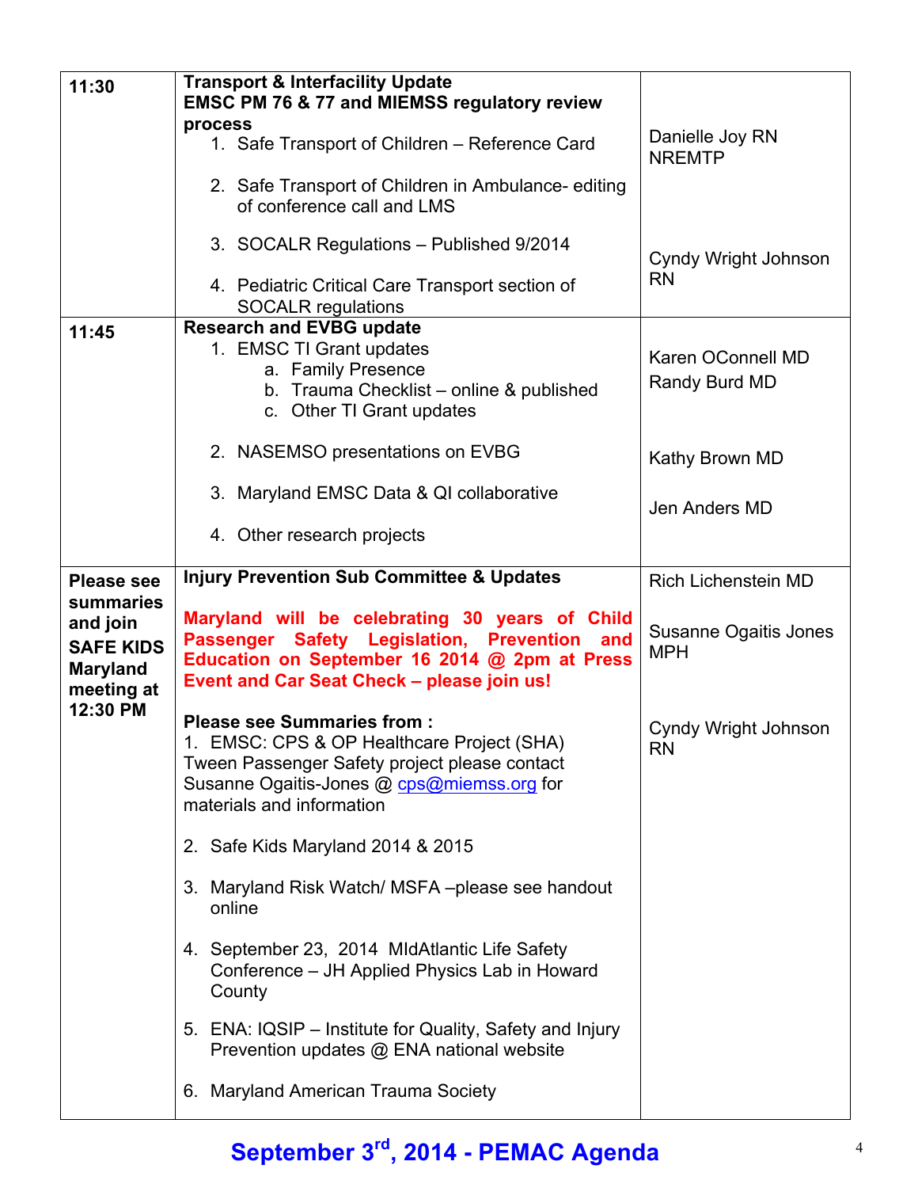| | | |
|---|---|---|
| **11:30** | **Transport & Interfacility Update**<br>**EMSC PM 76 & 77 and MIEMSS regulatory review process**<br>1. Safe Transport of Children – Reference Card<br>2. Safe Transport of Children in Ambulance- editing of conference call and LMS<br>3. SOCALR Regulations – Published 9/2014<br>4. Pediatric Critical Care Transport section of SOCALR regulations | Danielle Joy RN NREMTP<br><br>Cyndy Wright Johnson RN |
| **11:45** | **Research and EVBG update**<br>1. EMSC TI Grant updates<br>a. Family Presence<br>b. Trauma Checklist – online & published<br>c. Other TI Grant updates<br>2. NASEMSO presentations on EVBG<br>3. Maryland EMSC Data & QI collaborative<br>4. Other research projects | Karen OConnell MD<br>Randy Burd MD<br><br>Kathy Brown MD<br><br>Jen Anders MD |
| **Please see summaries and join SAFE KIDS Maryland meeting at 12:30 PM** | **Injury Prevention Sub Committee & Updates**<br>**Maryland will be celebrating 30 years of Child Passenger Safety Legislation, Prevention and Education on September 16 2014 @ 2pm at Press Event and Car Seat Check – please join us!**<br>**Please see Summaries from :**<br>1. EMSC: CPS & OP Healthcare Project (SHA) Tween Passenger Safety project please contact Susanne Ogaitis-Jones @ cps@miemss.org for materials and information<br>2. Safe Kids Maryland 2014 & 2015<br>3. Maryland Risk Watch/ MSFA –please see handout online<br>4. September 23, 2014 MIdAtlantic Life Safety Conference – JH Applied Physics Lab in Howard County<br>5. ENA: IQSIP – Institute for Quality, Safety and Injury Prevention updates @ ENA national website<br>6. Maryland American Trauma Society | Rich Lichenstein MD<br><br>Susanne Ogaitis Jones MPH<br><br>Cyndy Wright Johnson RN |

**September 3rd, 2014 - PEMAC Agenda**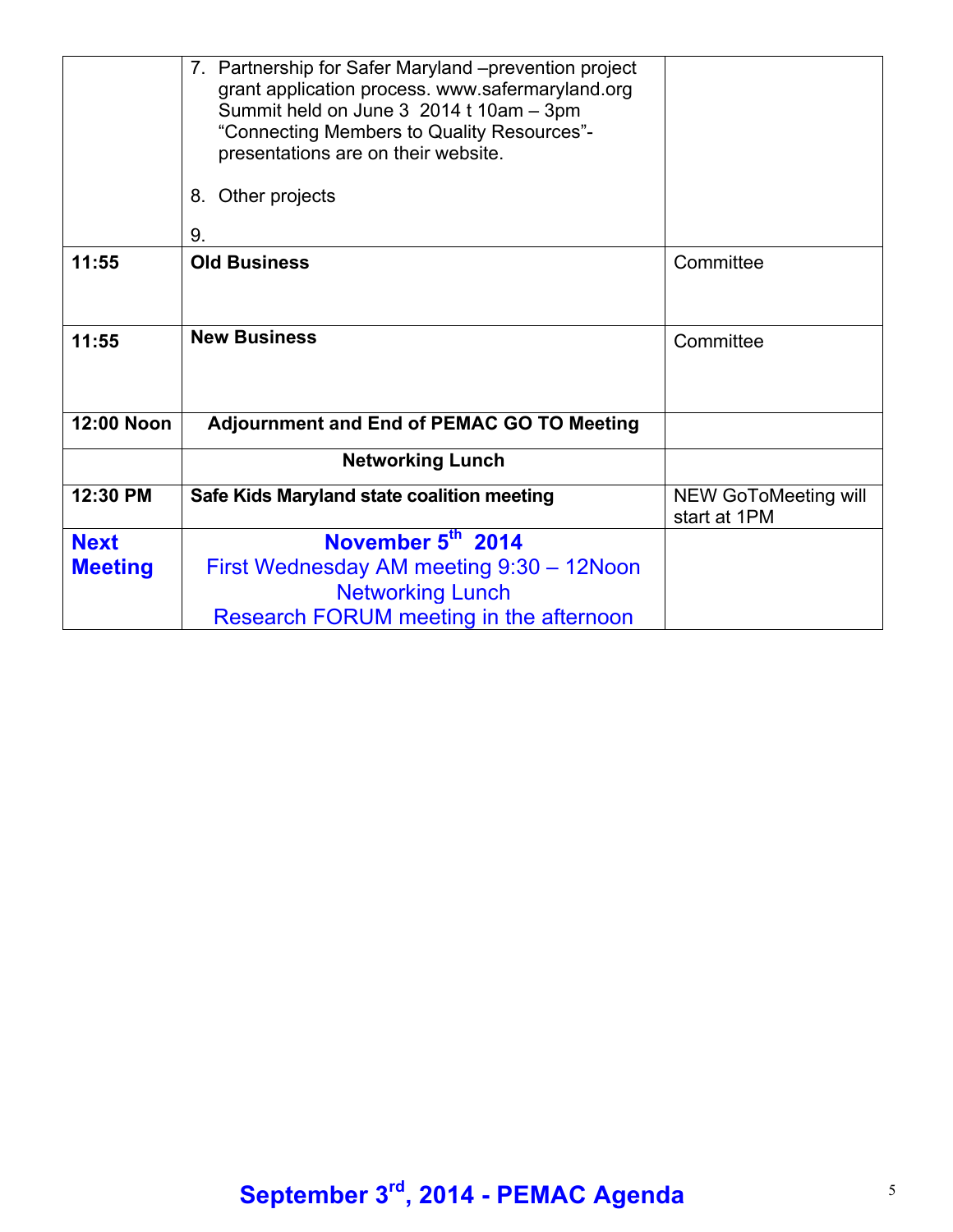| | | |
|---|---|---|
| | 7. Partnership for Safer Maryland –prevention project grant application process. www.safermaryland.org Summit held on June 3 2014 t 10am – 3pm "Connecting Members to Quality Resources"- presentations are on their website.<br><br>8. Other projects<br><br>9. | |
| **11:55** | **Old Business** | Committee |
| **11:55** | **New Business** | Committee |
| **12:00 Noon** | **Adjournment and End of PEMAC GO TO Meeting** | |
| | **Networking Lunch** | |
| **12:30 PM** | **Safe Kids Maryland state coalition meeting** | NEW GoToMeeting will start at 1PM |
| **Next Meeting** | **November 5th 2014**<br>First Wednesday AM meeting 9:30 – 12Noon<br>Networking Lunch<br>Research FORUM meeting in the afternoon | |

**September 3rd, 2014 - PEMAC Agenda**